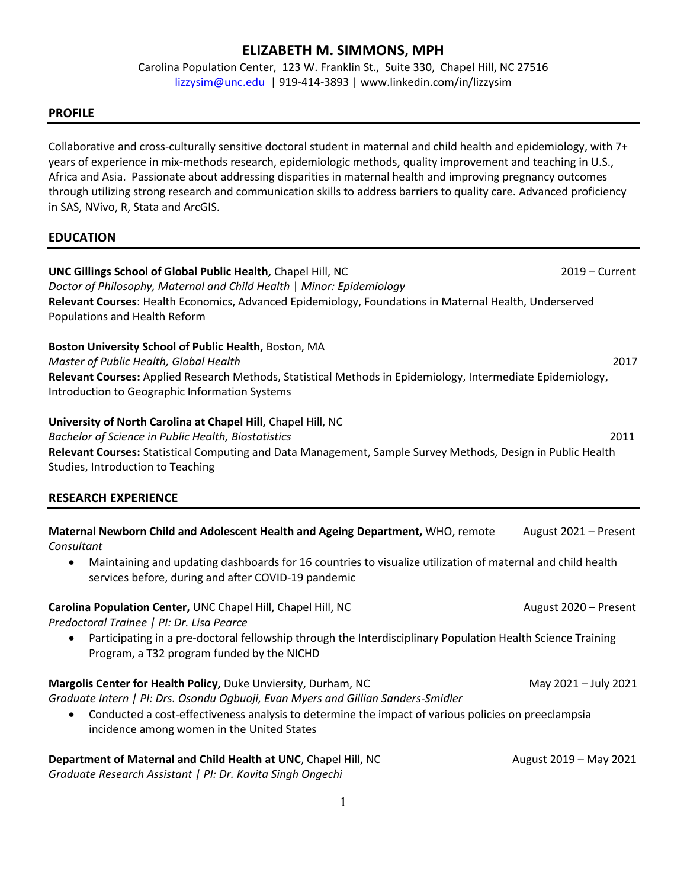# ELIZABETH M. SIMMONS, MPH

Carolina Population Center, 123 W. Franklin St., Suite 330, Chapel Hill, NC 27516
lizzysim@unc.edu | 919-414-3893 | www.linkedin.com/in/lizzysim

## PROFILE

Collaborative and cross-culturally sensitive doctoral student in maternal and child health and epidemiology, with 7+ years of experience in mix-methods research, epidemiologic methods, quality improvement and teaching in U.S., Africa and Asia. Passionate about addressing disparities in maternal health and improving pregnancy outcomes through utilizing strong research and communication skills to address barriers to quality care. Advanced proficiency in SAS, NVivo, R, Stata and ArcGIS.

## EDUCATION

**UNC Gillings School of Global Public Health,** Chapel Hill, NC — 2019 – Current
*Doctor of Philosophy, Maternal and Child Health | Minor: Epidemiology*
**Relevant Courses**: Health Economics, Advanced Epidemiology, Foundations in Maternal Health, Underserved Populations and Health Reform

**Boston University School of Public Health,** Boston, MA
*Master of Public Health, Global Health* — 2017
**Relevant Courses:** Applied Research Methods, Statistical Methods in Epidemiology, Intermediate Epidemiology, Introduction to Geographic Information Systems

**University of North Carolina at Chapel Hill,** Chapel Hill, NC
*Bachelor of Science in Public Health, Biostatistics* — 2011
**Relevant Courses:** Statistical Computing and Data Management, Sample Survey Methods, Design in Public Health Studies, Introduction to Teaching

## RESEARCH EXPERIENCE

**Maternal Newborn Child and Adolescent Health and Ageing Department,** WHO, remote — August 2021 – Present
*Consultant*

- Maintaining and updating dashboards for 16 countries to visualize utilization of maternal and child health services before, during and after COVID-19 pandemic

**Carolina Population Center,** UNC Chapel Hill, Chapel Hill, NC — August 2020 – Present
*Predoctoral Trainee | PI: Dr. Lisa Pearce*

- Participating in a pre-doctoral fellowship through the Interdisciplinary Population Health Science Training Program, a T32 program funded by the NICHD

**Margolis Center for Health Policy,** Duke Unviersity, Durham, NC — May 2021 – July 2021
*Graduate Intern | PI: Drs. Osondu Ogbuoji, Evan Myers and Gillian Sanders-Smidler*

- Conducted a cost-effectiveness analysis to determine the impact of various policies on preeclampsia incidence among women in the United States

**Department of Maternal and Child Health at UNC**, Chapel Hill, NC — August 2019 – May 2021
*Graduate Research Assistant | PI: Dr. Kavita Singh Ongechi*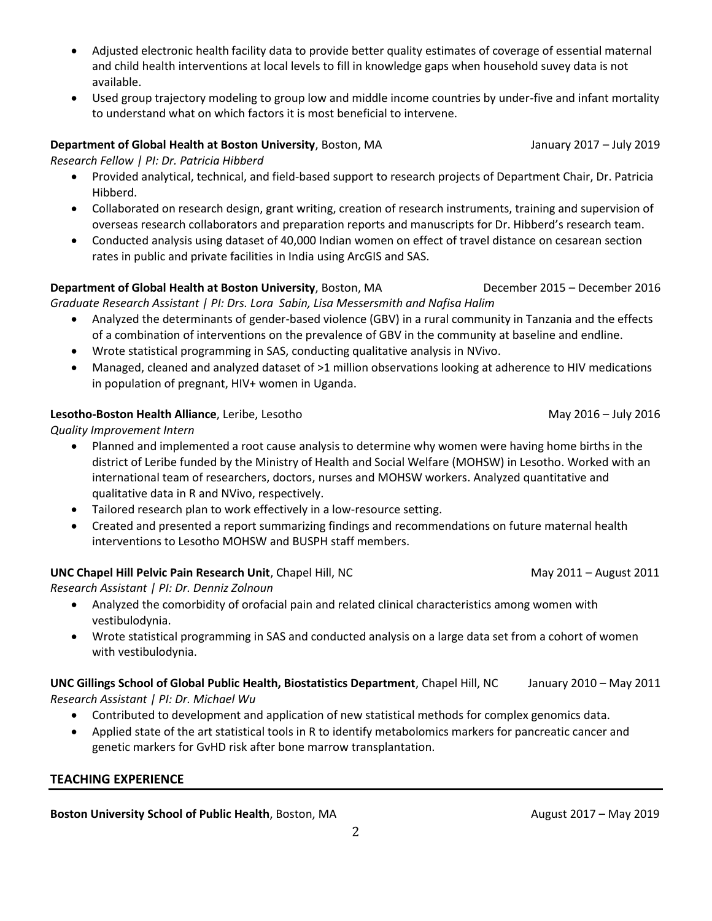- Adjusted electronic health facility data to provide better quality estimates of coverage of essential maternal and child health interventions at local levels to fill in knowledge gaps when household suvey data is not available.
- Used group trajectory modeling to group low and middle income countries by under-five and infant mortality to understand what on which factors it is most beneficial to intervene.

**Department of Global Health at Boston University**, Boston, MA January 2017 – July 2019
*Research Fellow | PI: Dr. Patricia Hibberd*

- Provided analytical, technical, and field-based support to research projects of Department Chair, Dr. Patricia Hibberd.
- Collaborated on research design, grant writing, creation of research instruments, training and supervision of overseas research collaborators and preparation reports and manuscripts for Dr. Hibberd's research team.
- Conducted analysis using dataset of 40,000 Indian women on effect of travel distance on cesarean section rates in public and private facilities in India using ArcGIS and SAS.

**Department of Global Health at Boston University**, Boston, MA December 2015 – December 2016
*Graduate Research Assistant | PI: Drs. Lora Sabin, Lisa Messersmith and Nafisa Halim*

- Analyzed the determinants of gender-based violence (GBV) in a rural community in Tanzania and the effects of a combination of interventions on the prevalence of GBV in the community at baseline and endline.
- Wrote statistical programming in SAS, conducting qualitative analysis in NVivo.
- Managed, cleaned and analyzed dataset of >1 million observations looking at adherence to HIV medications in population of pregnant, HIV+ women in Uganda.

**Lesotho-Boston Health Alliance**, Leribe, Lesotho May 2016 – July 2016
*Quality Improvement Intern*

- Planned and implemented a root cause analysis to determine why women were having home births in the district of Leribe funded by the Ministry of Health and Social Welfare (MOHSW) in Lesotho. Worked with an international team of researchers, doctors, nurses and MOHSW workers. Analyzed quantitative and qualitative data in R and NVivo, respectively.
- Tailored research plan to work effectively in a low-resource setting.
- Created and presented a report summarizing findings and recommendations on future maternal health interventions to Lesotho MOHSW and BUSPH staff members.

**UNC Chapel Hill Pelvic Pain Research Unit**, Chapel Hill, NC May 2011 – August 2011
*Research Assistant | PI: Dr. Denniz Zolnoun*

- Analyzed the comorbidity of orofacial pain and related clinical characteristics among women with vestibulodynia.
- Wrote statistical programming in SAS and conducted analysis on a large data set from a cohort of women with vestibulodynia.

**UNC Gillings School of Global Public Health, Biostatistics Department**, Chapel Hill, NC January 2010 – May 2011
*Research Assistant | PI: Dr. Michael Wu*

- Contributed to development and application of new statistical methods for complex genomics data.
- Applied state of the art statistical tools in R to identify metabolomics markers for pancreatic cancer and genetic markers for GvHD risk after bone marrow transplantation.

## TEACHING EXPERIENCE

**Boston University School of Public Health**, Boston, MA August 2017 – May 2019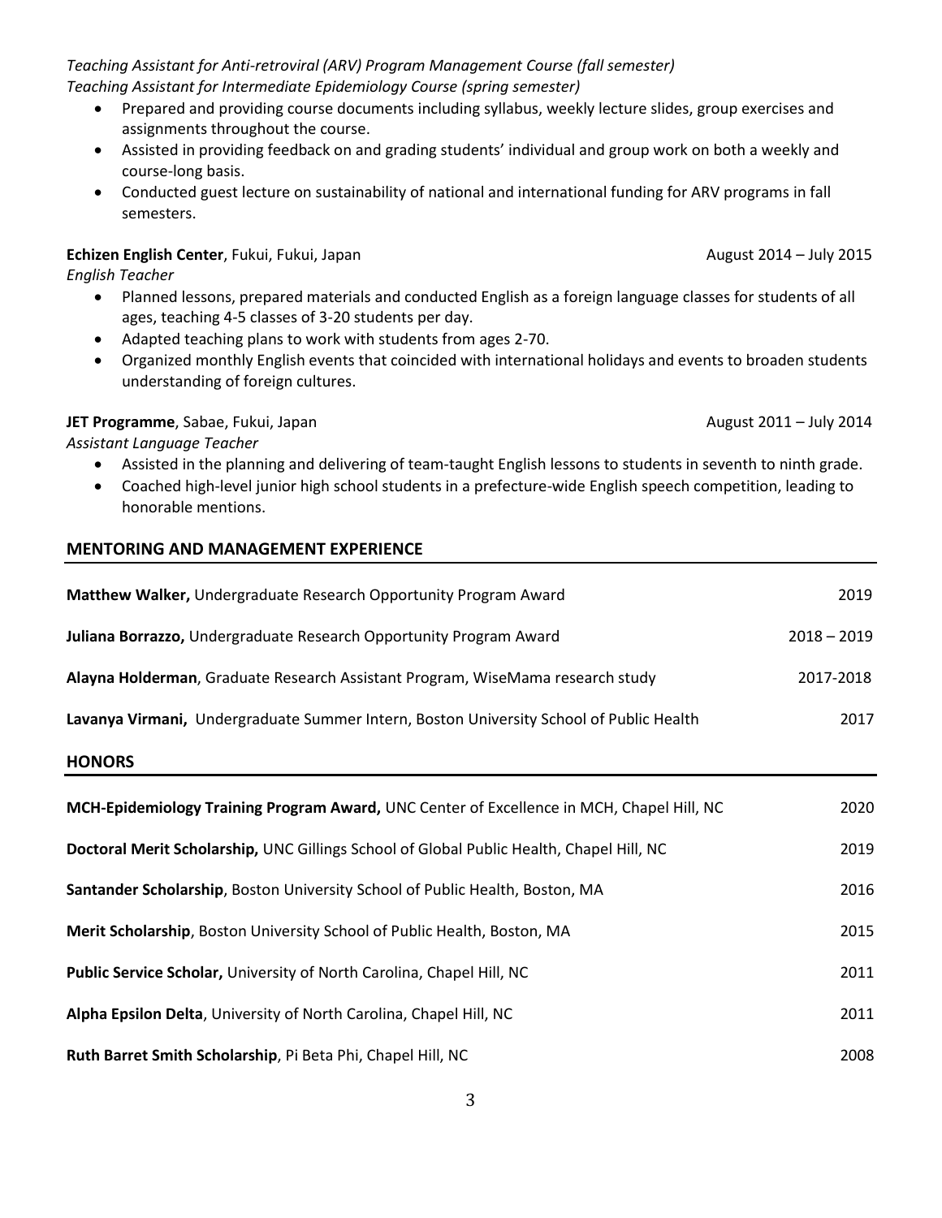*Teaching Assistant for Anti-retroviral (ARV) Program Management Course (fall semester)*
*Teaching Assistant for Intermediate Epidemiology Course (spring semester)*

- Prepared and providing course documents including syllabus, weekly lecture slides, group exercises and assignments throughout the course.
- Assisted in providing feedback on and grading students' individual and group work on both a weekly and course-long basis.
- Conducted guest lecture on sustainability of national and international funding for ARV programs in fall semesters.

**Echizen English Center**, Fukui, Fukui, Japan — August 2014 – July 2015
*English Teacher*

- Planned lessons, prepared materials and conducted English as a foreign language classes for students of all ages, teaching 4-5 classes of 3-20 students per day.
- Adapted teaching plans to work with students from ages 2-70.
- Organized monthly English events that coincided with international holidays and events to broaden students understanding of foreign cultures.

**JET Programme**, Sabae, Fukui, Japan — August 2011 – July 2014
*Assistant Language Teacher*

- Assisted in the planning and delivering of team-taught English lessons to students in seventh to ninth grade.
- Coached high-level junior high school students in a prefecture-wide English speech competition, leading to honorable mentions.

## MENTORING AND MANAGEMENT EXPERIENCE

**Matthew Walker,** Undergraduate Research Opportunity Program Award — 2019

**Juliana Borrazzo,** Undergraduate Research Opportunity Program Award — 2018 – 2019

**Alayna Holderman**, Graduate Research Assistant Program, WiseMama research study — 2017-2018

**Lavanya Virmani,** Undergraduate Summer Intern, Boston University School of Public Health — 2017

## HONORS

**MCH-Epidemiology Training Program Award,** UNC Center of Excellence in MCH, Chapel Hill, NC — 2020

**Doctoral Merit Scholarship,** UNC Gillings School of Global Public Health, Chapel Hill, NC — 2019

**Santander Scholarship**, Boston University School of Public Health, Boston, MA — 2016

**Merit Scholarship**, Boston University School of Public Health, Boston, MA — 2015

**Public Service Scholar,** University of North Carolina, Chapel Hill, NC — 2011

**Alpha Epsilon Delta**, University of North Carolina, Chapel Hill, NC — 2011

**Ruth Barret Smith Scholarship**, Pi Beta Phi, Chapel Hill, NC — 2008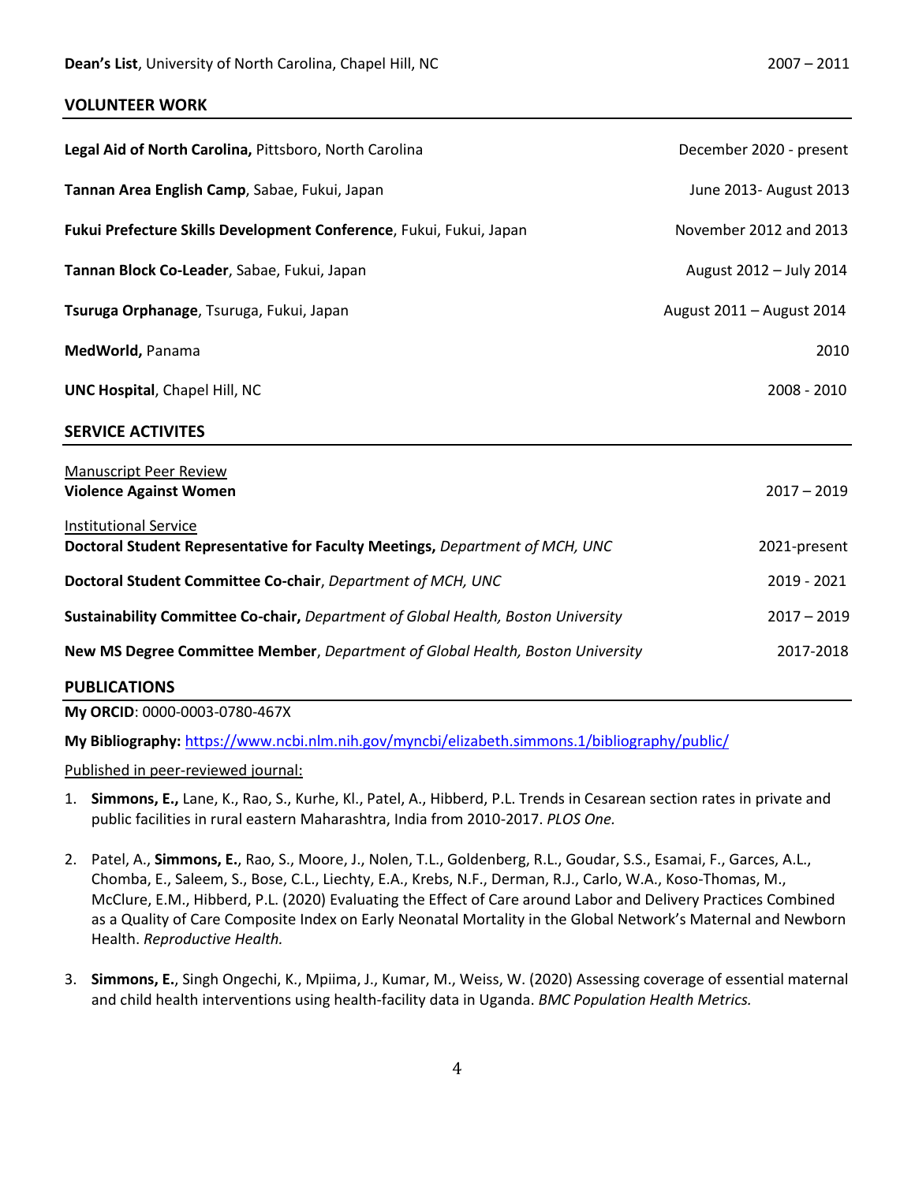**Dean's List**, University of North Carolina, Chapel Hill, NC 2007 – 2011

## VOLUNTEER WORK

**Legal Aid of North Carolina,** Pittsboro, North Carolina December 2020 - present

**Tannan Area English Camp**, Sabae, Fukui, Japan June 2013- August 2013

**Fukui Prefecture Skills Development Conference**, Fukui, Fukui, Japan November 2012 and 2013

**Tannan Block Co-Leader**, Sabae, Fukui, Japan August 2012 – July 2014

**Tsuruga Orphanage**, Tsuruga, Fukui, Japan August 2011 – August 2014

**MedWorld,** Panama 2010

**UNC Hospital**, Chapel Hill, NC 2008 - 2010

## SERVICE ACTIVITES

Manuscript Peer Review

**Violence Against Women** 2017 – 2019

Institutional Service

**Doctoral Student Representative for Faculty Meetings,** *Department of MCH, UNC* 2021-present

**Doctoral Student Committee Co-chair**, *Department of MCH, UNC* 2019 - 2021

**Sustainability Committee Co-chair,** *Department of Global Health, Boston University* 2017 – 2019

**New MS Degree Committee Member**, *Department of Global Health, Boston University* 2017-2018

## PUBLICATIONS

**My ORCID**: 0000-0003-0780-467X

**My Bibliography:** https://www.ncbi.nlm.nih.gov/myncbi/elizabeth.simmons.1/bibliography/public/

Published in peer-reviewed journal:

1. **Simmons, E.,** Lane, K., Rao, S., Kurhe, Kl., Patel, A., Hibberd, P.L. Trends in Cesarean section rates in private and public facilities in rural eastern Maharashtra, India from 2010-2017. *PLOS One.*

2. Patel, A., **Simmons, E.,** Rao, S., Moore, J., Nolen, T.L., Goldenberg, R.L., Goudar, S.S., Esamai, F., Garces, A.L., Chomba, E., Saleem, S., Bose, C.L., Liechty, E.A., Krebs, N.F., Derman, R.J., Carlo, W.A., Koso-Thomas, M., McClure, E.M., Hibberd, P.L. (2020) Evaluating the Effect of Care around Labor and Delivery Practices Combined as a Quality of Care Composite Index on Early Neonatal Mortality in the Global Network's Maternal and Newborn Health. *Reproductive Health.*

3. **Simmons, E.**, Singh Ongechi, K., Mpiima, J., Kumar, M., Weiss, W. (2020) Assessing coverage of essential maternal and child health interventions using health-facility data in Uganda. *BMC Population Health Metrics.*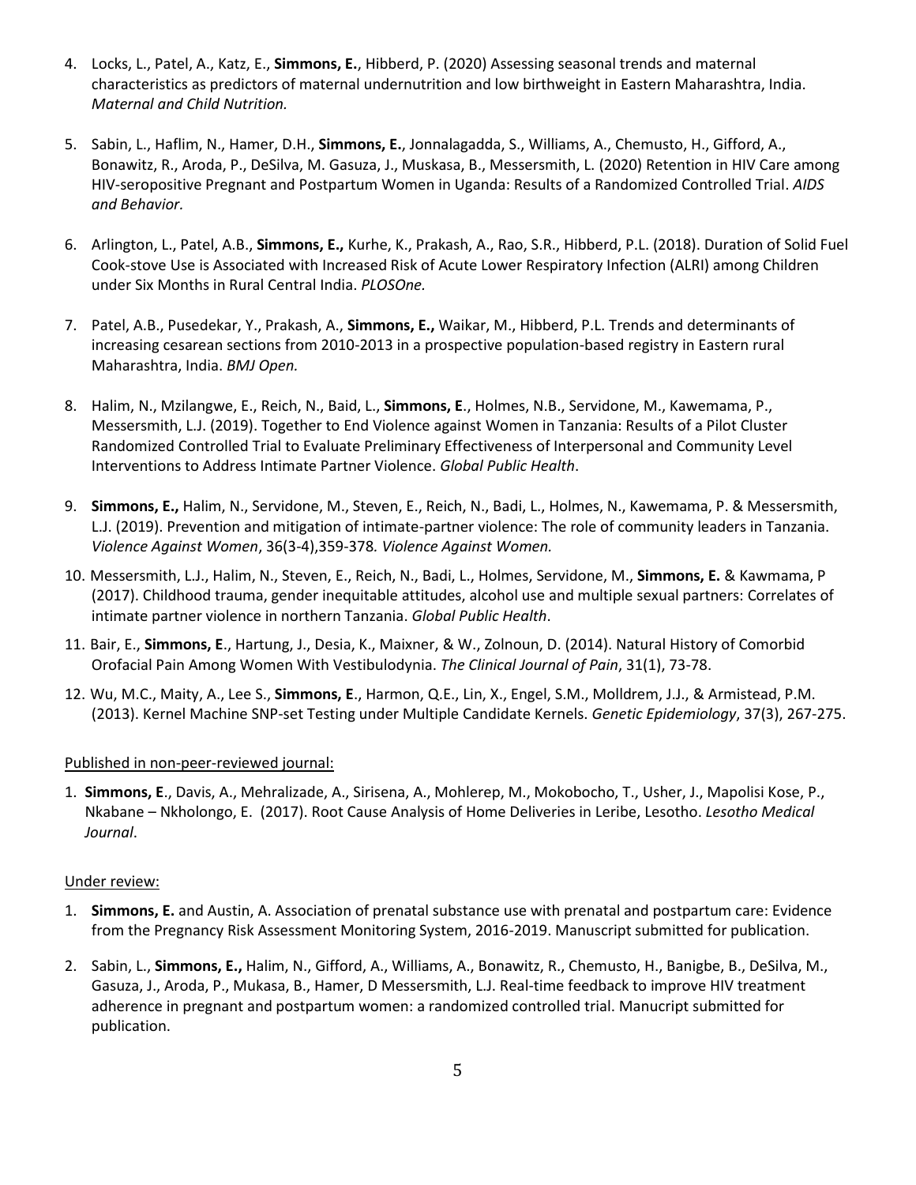4. Locks, L., Patel, A., Katz, E., **Simmons, E.**, Hibberd, P. (2020) Assessing seasonal trends and maternal characteristics as predictors of maternal undernutrition and low birthweight in Eastern Maharashtra, India. *Maternal and Child Nutrition.*

5. Sabin, L., Haflim, N., Hamer, D.H., **Simmons, E.**, Jonnalagadda, S., Williams, A., Chemusto, H., Gifford, A., Bonawitz, R., Aroda, P., DeSilva, M. Gasuza, J., Muskasa, B., Messersmith, L. (2020) Retention in HIV Care among HIV-seropositive Pregnant and Postpartum Women in Uganda: Results of a Randomized Controlled Trial. *AIDS and Behavior.*

6. Arlington, L., Patel, A.B., **Simmons, E.,** Kurhe, K., Prakash, A., Rao, S.R., Hibberd, P.L. (2018). Duration of Solid Fuel Cook-stove Use is Associated with Increased Risk of Acute Lower Respiratory Infection (ALRI) among Children under Six Months in Rural Central India. *PLOSOne.*

7. Patel, A.B., Pusedekar, Y., Prakash, A., **Simmons, E.,** Waikar, M., Hibberd, P.L. Trends and determinants of increasing cesarean sections from 2010-2013 in a prospective population-based registry in Eastern rural Maharashtra, India. *BMJ Open.*

8. Halim, N., Mzilangwe, E., Reich, N., Baid, L., **Simmons, E**., Holmes, N.B., Servidone, M., Kawemama, P., Messersmith, L.J. (2019). Together to End Violence against Women in Tanzania: Results of a Pilot Cluster Randomized Controlled Trial to Evaluate Preliminary Effectiveness of Interpersonal and Community Level Interventions to Address Intimate Partner Violence. *Global Public Health*.

9. **Simmons, E.,** Halim, N., Servidone, M., Steven, E., Reich, N., Badi, L., Holmes, N., Kawemama, P. & Messersmith, L.J. (2019). Prevention and mitigation of intimate-partner violence: The role of community leaders in Tanzania. *Violence Against Women*, 36(3-4),359-378*. Violence Against Women.*

10. Messersmith, L.J., Halim, N., Steven, E., Reich, N., Badi, L., Holmes, Servidone, M., **Simmons, E.** & Kawmama, P (2017). Childhood trauma, gender inequitable attitudes, alcohol use and multiple sexual partners: Correlates of intimate partner violence in northern Tanzania. *Global Public Health*.

11. Bair, E., **Simmons, E**., Hartung, J., Desia, K., Maixner, & W., Zolnoun, D. (2014). Natural History of Comorbid Orofacial Pain Among Women With Vestibulodynia. *The Clinical Journal of Pain*, 31(1), 73-78.

12. Wu, M.C., Maity, A., Lee S., **Simmons, E**., Harmon, Q.E., Lin, X., Engel, S.M., Molldrem, J.J., & Armistead, P.M. (2013). Kernel Machine SNP-set Testing under Multiple Candidate Kernels. *Genetic Epidemiology*, 37(3), 267-275.

<u>Published in non-peer-reviewed journal:</u>

1. **Simmons, E**., Davis, A., Mehralizade, A., Sirisena, A., Mohlerep, M., Mokobocho, T., Usher, J., Mapolisi Kose, P., Nkabane – Nkholongo, E. (2017). Root Cause Analysis of Home Deliveries in Leribe, Lesotho. *Lesotho Medical Journal*.

<u>Under review:</u>

1. **Simmons, E.** and Austin, A. Association of prenatal substance use with prenatal and postpartum care: Evidence from the Pregnancy Risk Assessment Monitoring System, 2016-2019. Manuscript submitted for publication.

2. Sabin, L., **Simmons, E.,** Halim, N., Gifford, A., Williams, A., Bonawitz, R., Chemusto, H., Banigbe, B., DeSilva, M., Gasuza, J., Aroda, P., Mukasa, B., Hamer, D Messersmith, L.J. Real-time feedback to improve HIV treatment adherence in pregnant and postpartum women: a randomized controlled trial. Manucript submitted for publication.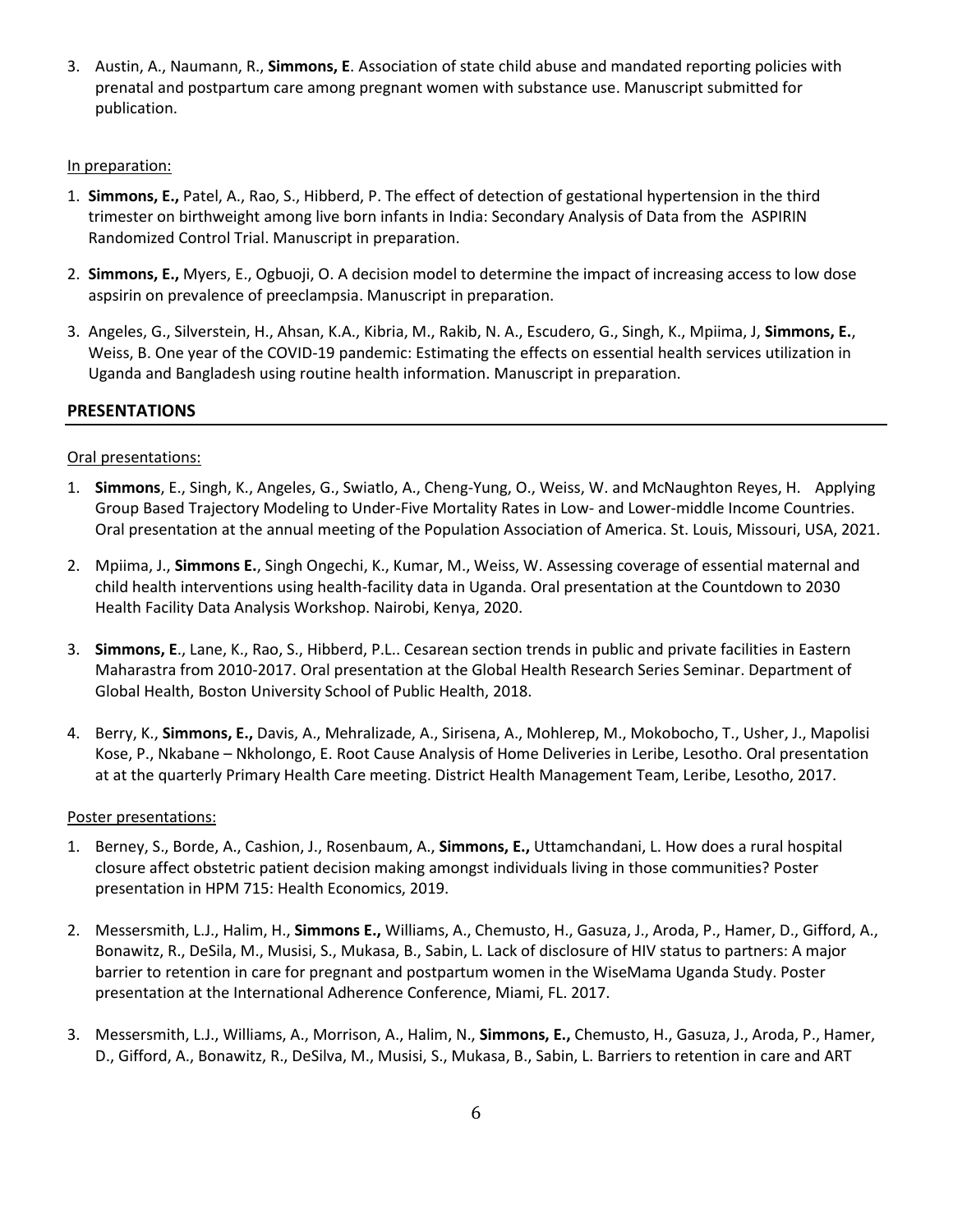3. Austin, A., Naumann, R., **Simmons, E**. Association of state child abuse and mandated reporting policies with prenatal and postpartum care among pregnant women with substance use. Manuscript submitted for publication.

In preparation:

1. **Simmons, E.,** Patel, A., Rao, S., Hibberd, P. The effect of detection of gestational hypertension in the third trimester on birthweight among live born infants in India: Secondary Analysis of Data from the ASPIRIN Randomized Control Trial. Manuscript in preparation.

2. **Simmons, E.,** Myers, E., Ogbuoji, O. A decision model to determine the impact of increasing access to low dose aspsirin on prevalence of preeclampsia. Manuscript in preparation.

3. Angeles, G., Silverstein, H., Ahsan, K.A., Kibria, M., Rakib, N. A., Escudero, G., Singh, K., Mpiima, J, **Simmons, E.**, Weiss, B. One year of the COVID-19 pandemic: Estimating the effects on essential health services utilization in Uganda and Bangladesh using routine health information. Manuscript in preparation.

## PRESENTATIONS

Oral presentations:

1. **Simmons**, E., Singh, K., Angeles, G., Swiatlo, A., Cheng-Yung, O., Weiss, W. and McNaughton Reyes, H. Applying Group Based Trajectory Modeling to Under-Five Mortality Rates in Low- and Lower-middle Income Countries. Oral presentation at the annual meeting of the Population Association of America. St. Louis, Missouri, USA, 2021.

2. Mpiima, J., **Simmons E.**, Singh Ongechi, K., Kumar, M., Weiss, W. Assessing coverage of essential maternal and child health interventions using health-facility data in Uganda. Oral presentation at the Countdown to 2030 Health Facility Data Analysis Workshop. Nairobi, Kenya, 2020.

3. **Simmons, E**., Lane, K., Rao, S., Hibberd, P.L.. Cesarean section trends in public and private facilities in Eastern Maharastra from 2010-2017. Oral presentation at the Global Health Research Series Seminar. Department of Global Health, Boston University School of Public Health, 2018.

4. Berry, K., **Simmons, E.,** Davis, A., Mehralizade, A., Sirisena, A., Mohlerep, M., Mokobocho, T., Usher, J., Mapolisi Kose, P., Nkabane – Nkholongo, E. Root Cause Analysis of Home Deliveries in Leribe, Lesotho. Oral presentation at at the quarterly Primary Health Care meeting. District Health Management Team, Leribe, Lesotho, 2017.

Poster presentations:

1. Berney, S., Borde, A., Cashion, J., Rosenbaum, A., **Simmons, E.,** Uttamchandani, L. How does a rural hospital closure affect obstetric patient decision making amongst individuals living in those communities? Poster presentation in HPM 715: Health Economics, 2019.

2. Messersmith, L.J., Halim, H., **Simmons E.,** Williams, A., Chemusto, H., Gasuza, J., Aroda, P., Hamer, D., Gifford, A., Bonawitz, R., DeSila, M., Musisi, S., Mukasa, B., Sabin, L. Lack of disclosure of HIV status to partners: A major barrier to retention in care for pregnant and postpartum women in the WiseMama Uganda Study. Poster presentation at the International Adherence Conference, Miami, FL. 2017.

3. Messersmith, L.J., Williams, A., Morrison, A., Halim, N., **Simmons, E.,** Chemusto, H., Gasuza, J., Aroda, P., Hamer, D., Gifford, A., Bonawitz, R., DeSilva, M., Musisi, S., Mukasa, B., Sabin, L. Barriers to retention in care and ART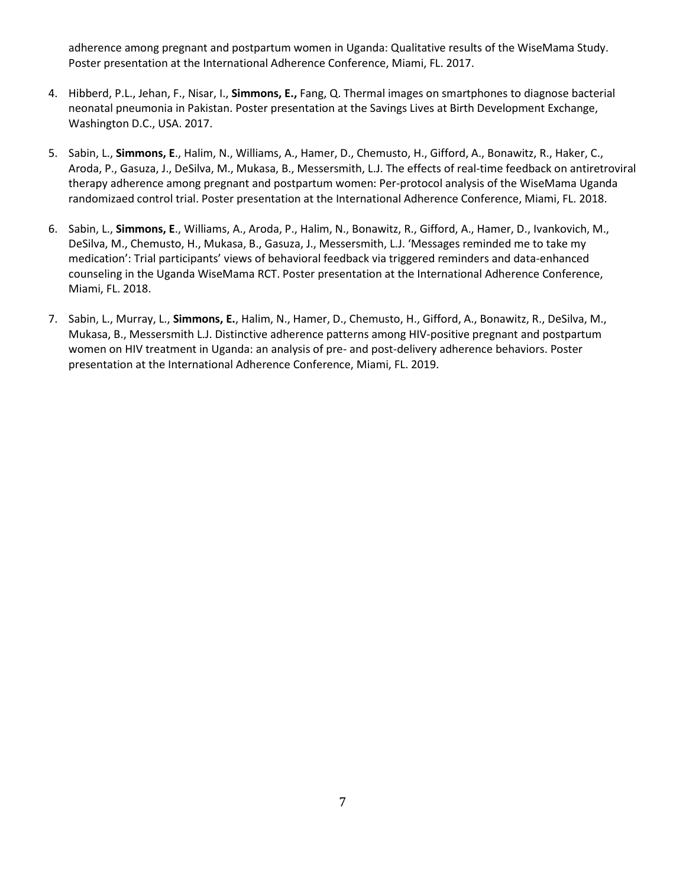adherence among pregnant and postpartum women in Uganda: Qualitative results of the WiseMama Study. Poster presentation at the International Adherence Conference, Miami, FL. 2017.

4. Hibberd, P.L., Jehan, F., Nisar, I., **Simmons, E.,** Fang, Q. Thermal images on smartphones to diagnose bacterial neonatal pneumonia in Pakistan. Poster presentation at the Savings Lives at Birth Development Exchange, Washington D.C., USA. 2017.

5. Sabin, L., **Simmons, E**., Halim, N., Williams, A., Hamer, D., Chemusto, H., Gifford, A., Bonawitz, R., Haker, C., Aroda, P., Gasuza, J., DeSilva, M., Mukasa, B., Messersmith, L.J. The effects of real-time feedback on antiretroviral therapy adherence among pregnant and postpartum women: Per-protocol analysis of the WiseMama Uganda randomizaed control trial. Poster presentation at the International Adherence Conference, Miami, FL. 2018.

6. Sabin, L., **Simmons, E**., Williams, A., Aroda, P., Halim, N., Bonawitz, R., Gifford, A., Hamer, D., Ivankovich, M., DeSilva, M., Chemusto, H., Mukasa, B., Gasuza, J., Messersmith, L.J. 'Messages reminded me to take my medication': Trial participants' views of behavioral feedback via triggered reminders and data-enhanced counseling in the Uganda WiseMama RCT. Poster presentation at the International Adherence Conference, Miami, FL. 2018.

7. Sabin, L., Murray, L., **Simmons, E.**, Halim, N., Hamer, D., Chemusto, H., Gifford, A., Bonawitz, R., DeSilva, M., Mukasa, B., Messersmith L.J. Distinctive adherence patterns among HIV-positive pregnant and postpartum women on HIV treatment in Uganda: an analysis of pre- and post-delivery adherence behaviors. Poster presentation at the International Adherence Conference, Miami, FL. 2019.